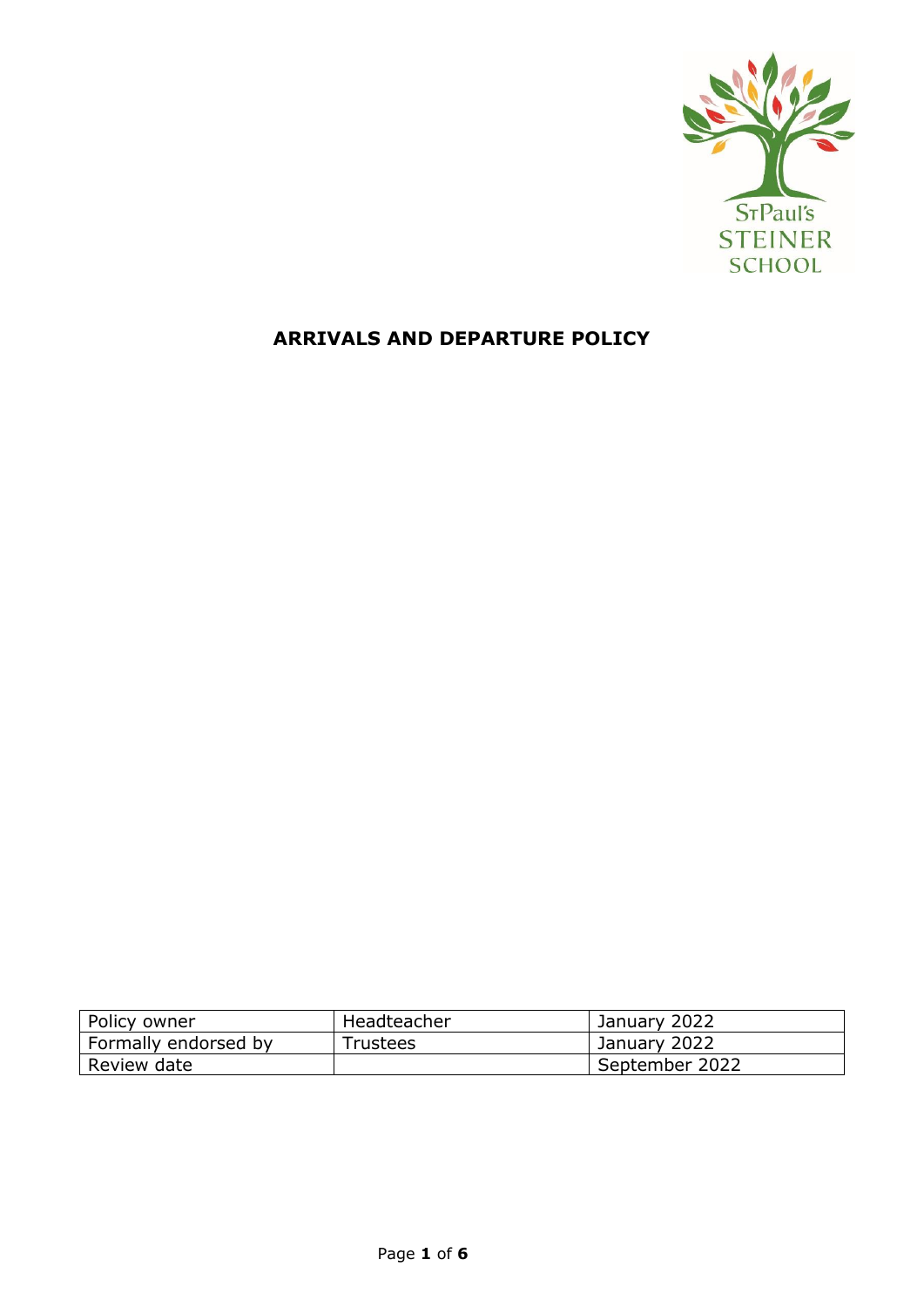# ARRIVALS AND DEPARTURE POLICY

| Policy owner | Headteacher | January 2022 |
|---|---|---|
| Formally endorsed by | Trustees | January 2022 |
| Review date | | September 2022 |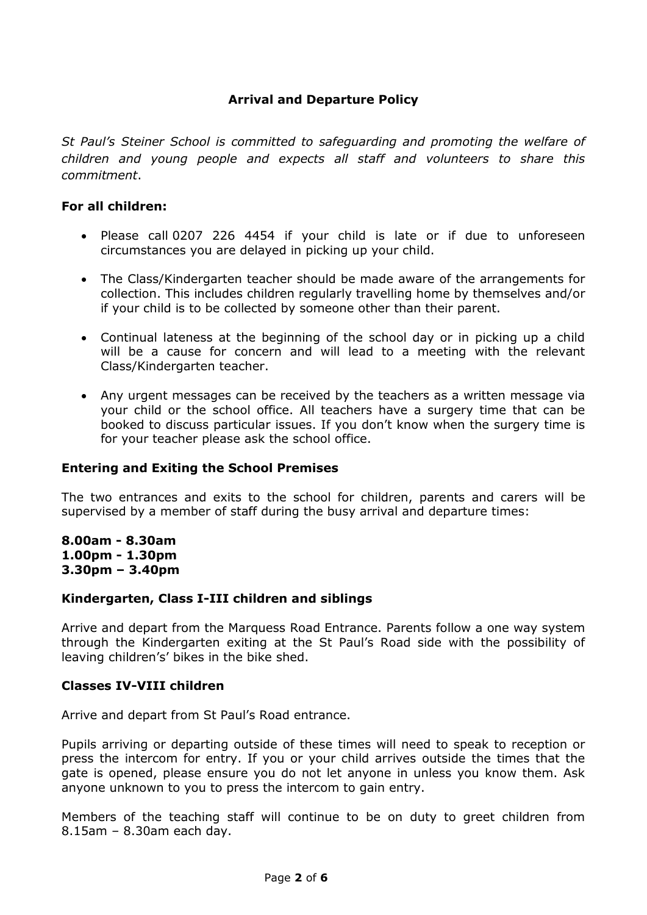## Arrival and Departure Policy

*St Paul's Steiner School is committed to safeguarding and promoting the welfare of children and young people and expects all staff and volunteers to share this commitment*.

### For all children:

- Please call 0207 226 4454 if your child is late or if due to unforeseen circumstances you are delayed in picking up your child.
- The Class/Kindergarten teacher should be made aware of the arrangements for collection. This includes children regularly travelling home by themselves and/or if your child is to be collected by someone other than their parent.
- Continual lateness at the beginning of the school day or in picking up a child will be a cause for concern and will lead to a meeting with the relevant Class/Kindergarten teacher.
- Any urgent messages can be received by the teachers as a written message via your child or the school office. All teachers have a surgery time that can be booked to discuss particular issues. If you don't know when the surgery time is for your teacher please ask the school office.

### Entering and Exiting the School Premises

The two entrances and exits to the school for children, parents and carers will be supervised by a member of staff during the busy arrival and departure times:

**8.00am - 8.30am**
**1.00pm - 1.30pm**
**3.30pm – 3.40pm**

### Kindergarten, Class I-III children and siblings

Arrive and depart from the Marquess Road Entrance. Parents follow a one way system through the Kindergarten exiting at the St Paul's Road side with the possibility of leaving childrens'' bikes in the bike shed.

### Classes IV-VIII children

Arrive and depart from St Paul's Road entrance.

Pupils arriving or departing outside of these times will need to speak to reception or press the intercom for entry. If you or your child arrives outside the times that the gate is opened, please ensure you do not let anyone in unless you know them. Ask anyone unknown to you to press the intercom to gain entry.

Members of the teaching staff will continue to be on duty to greet children from 8.15am – 8.30am each day.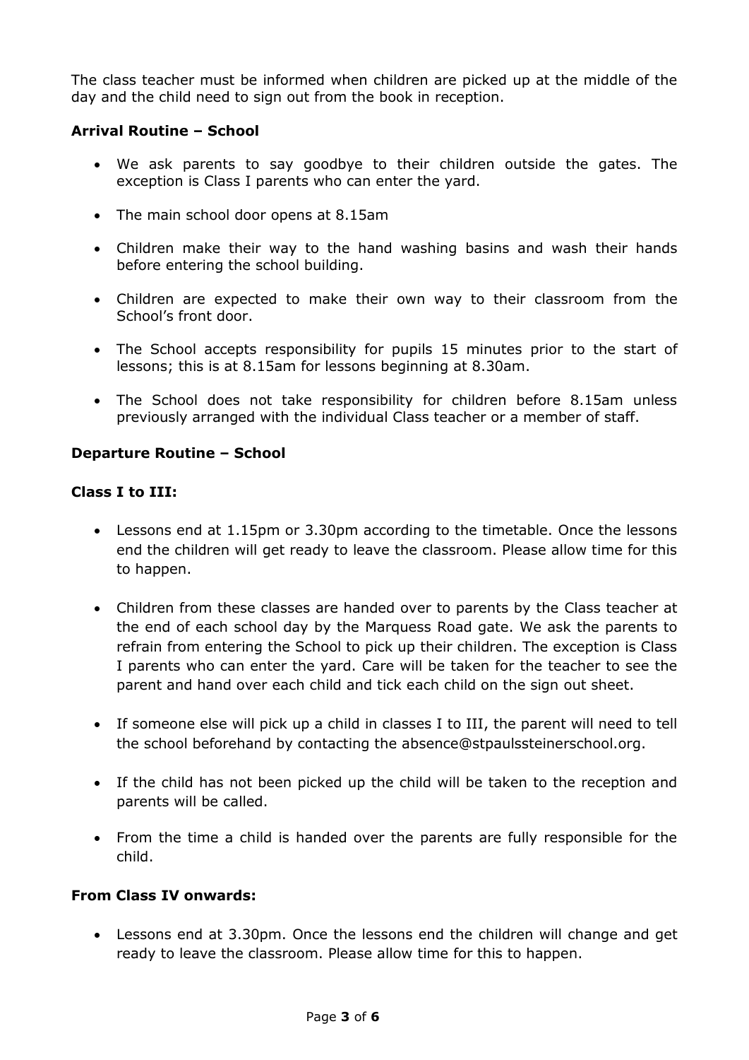The class teacher must be informed when children are picked up at the middle of the day and the child need to sign out from the book in reception.

**Arrival Routine – School**

- We ask parents to say goodbye to their children outside the gates. The exception is Class I parents who can enter the yard.
- The main school door opens at 8.15am
- Children make their way to the hand washing basins and wash their hands before entering the school building.
- Children are expected to make their own way to their classroom from the School's front door.
- The School accepts responsibility for pupils 15 minutes prior to the start of lessons; this is at 8.15am for lessons beginning at 8.30am.
- The School does not take responsibility for children before 8.15am unless previously arranged with the individual Class teacher or a member of staff.

**Departure Routine – School**

**Class I to III:**

- Lessons end at 1.15pm or 3.30pm according to the timetable. Once the lessons end the children will get ready to leave the classroom. Please allow time for this to happen.
- Children from these classes are handed over to parents by the Class teacher at the end of each school day by the Marquess Road gate. We ask the parents to refrain from entering the School to pick up their children. The exception is Class I parents who can enter the yard. Care will be taken for the teacher to see the parent and hand over each child and tick each child on the sign out sheet.
- If someone else will pick up a child in classes I to III, the parent will need to tell the school beforehand by contacting the absence@stpaulssteinerschool.org.
- If the child has not been picked up the child will be taken to the reception and parents will be called.
- From the time a child is handed over the parents are fully responsible for the child.

**From Class IV onwards:**

- Lessons end at 3.30pm. Once the lessons end the children will change and get ready to leave the classroom. Please allow time for this to happen.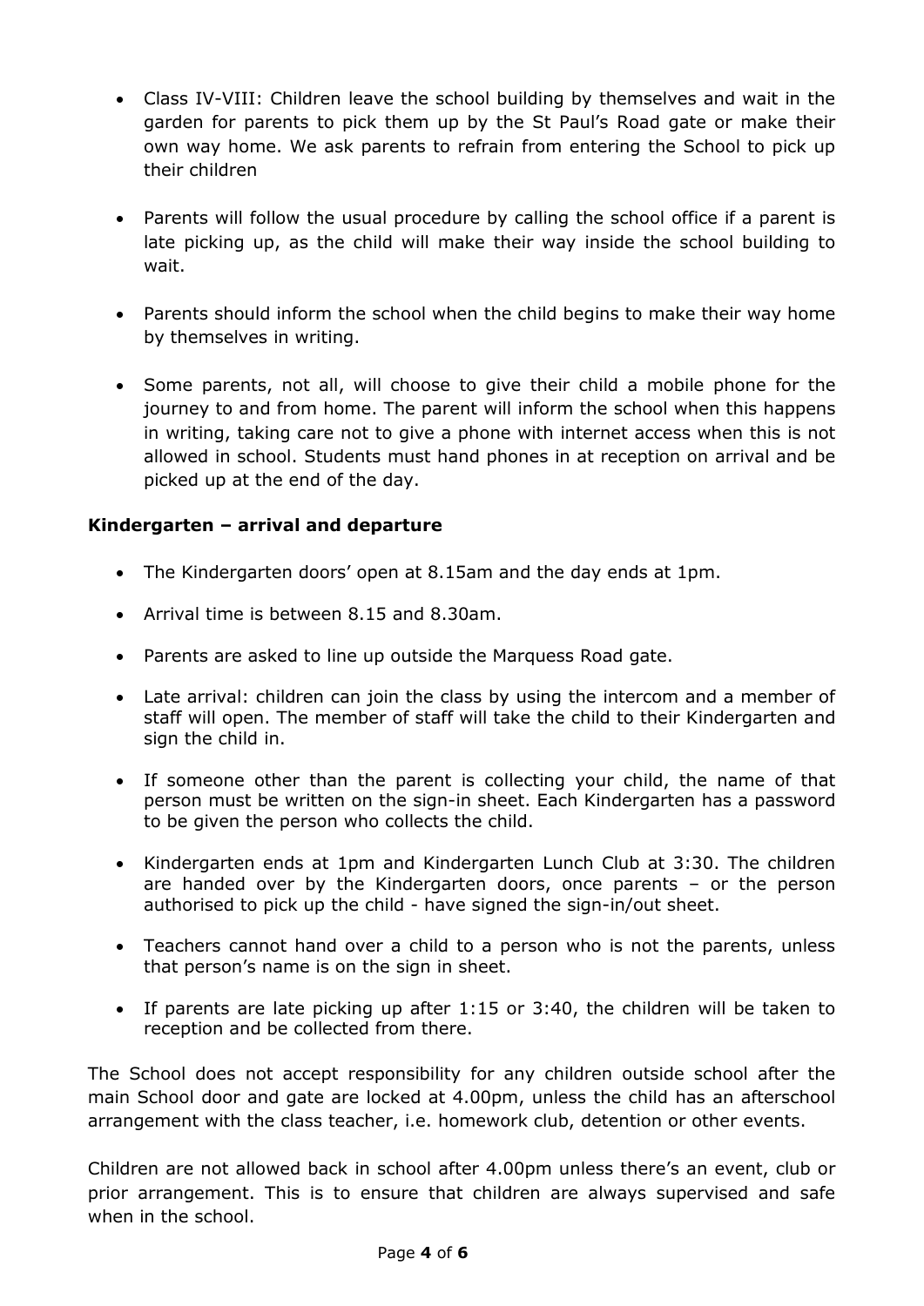- Class IV-VIII: Children leave the school building by themselves and wait in the garden for parents to pick them up by the St Paul's Road gate or make their own way home. We ask parents to refrain from entering the School to pick up their children
- Parents will follow the usual procedure by calling the school office if a parent is late picking up, as the child will make their way inside the school building to wait.
- Parents should inform the school when the child begins to make their way home by themselves in writing.
- Some parents, not all, will choose to give their child a mobile phone for the journey to and from home. The parent will inform the school when this happens in writing, taking care not to give a phone with internet access when this is not allowed in school. Students must hand phones in at reception on arrival and be picked up at the end of the day.

**Kindergarten – arrival and departure**

- The Kindergarten doors' open at 8.15am and the day ends at 1pm.
- Arrival time is between 8.15 and 8.30am.
- Parents are asked to line up outside the Marquess Road gate.
- Late arrival: children can join the class by using the intercom and a member of staff will open. The member of staff will take the child to their Kindergarten and sign the child in.
- If someone other than the parent is collecting your child, the name of that person must be written on the sign-in sheet. Each Kindergarten has a password to be given the person who collects the child.
- Kindergarten ends at 1pm and Kindergarten Lunch Club at 3:30. The children are handed over by the Kindergarten doors, once parents – or the person authorised to pick up the child - have signed the sign-in/out sheet.
- Teachers cannot hand over a child to a person who is not the parents, unless that person's name is on the sign in sheet.
- If parents are late picking up after 1:15 or 3:40, the children will be taken to reception and be collected from there.

The School does not accept responsibility for any children outside school after the main School door and gate are locked at 4.00pm, unless the child has an afterschool arrangement with the class teacher, i.e. homework club, detention or other events.

Children are not allowed back in school after 4.00pm unless there's an event, club or prior arrangement. This is to ensure that children are always supervised and safe when in the school.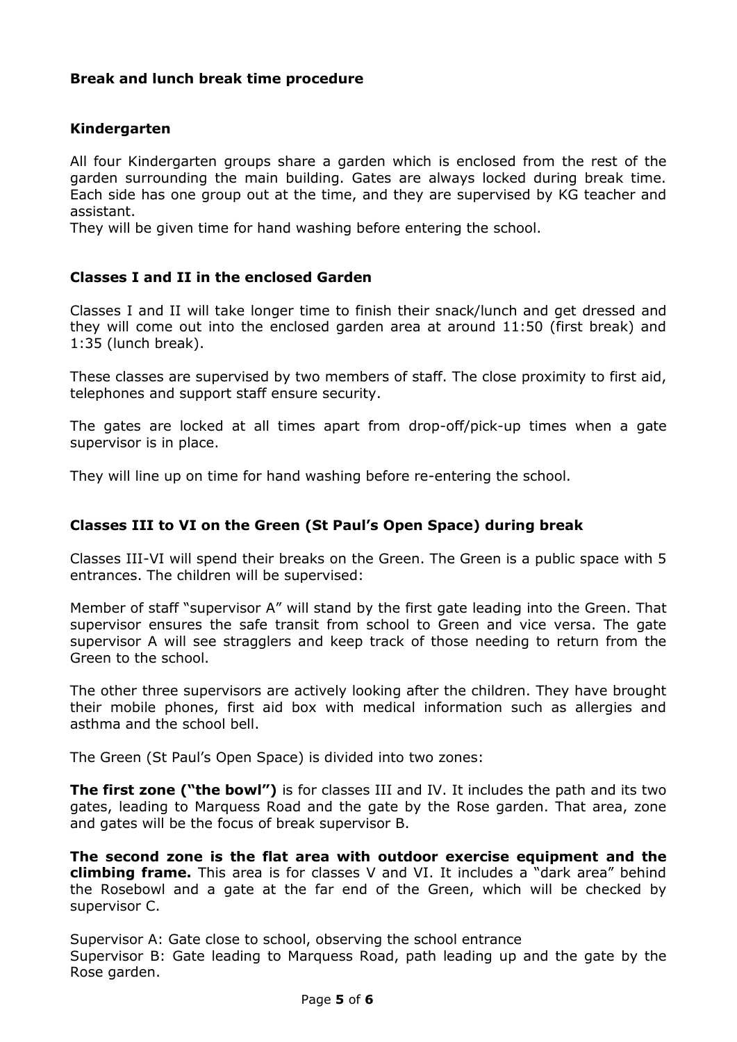## Break and lunch break time procedure

### Kindergarten

All four Kindergarten groups share a garden which is enclosed from the rest of the garden surrounding the main building. Gates are always locked during break time. Each side has one group out at the time, and they are supervised by KG teacher and assistant.
They will be given time for hand washing before entering the school.

### Classes I and II in the enclosed Garden

Classes I and II will take longer time to finish their snack/lunch and get dressed and they will come out into the enclosed garden area at around 11:50 (first break) and 1:35 (lunch break).

These classes are supervised by two members of staff. The close proximity to first aid, telephones and support staff ensure security.

The gates are locked at all times apart from drop-off/pick-up times when a gate supervisor is in place.

They will line up on time for hand washing before re-entering the school.

### Classes III to VI on the Green (St Paul's Open Space) during break

Classes III-VI will spend their breaks on the Green. The Green is a public space with 5 entrances. The children will be supervised:

Member of staff "supervisor A" will stand by the first gate leading into the Green. That supervisor ensures the safe transit from school to Green and vice versa. The gate supervisor A will see stragglers and keep track of those needing to return from the Green to the school.

The other three supervisors are actively looking after the children. They have brought their mobile phones, first aid box with medical information such as allergies and asthma and the school bell.

The Green (St Paul's Open Space) is divided into two zones:

**The first zone ("the bowl")** is for classes III and IV. It includes the path and its two gates, leading to Marquess Road and the gate by the Rose garden. That area, zone and gates will be the focus of break supervisor B.

**The second zone is the flat area with outdoor exercise equipment and the climbing frame.** This area is for classes V and VI. It includes a "dark area" behind the Rosebowl and a gate at the far end of the Green, which will be checked by supervisor C.

Supervisor A: Gate close to school, observing the school entrance
Supervisor B: Gate leading to Marquess Road, path leading up and the gate by the Rose garden.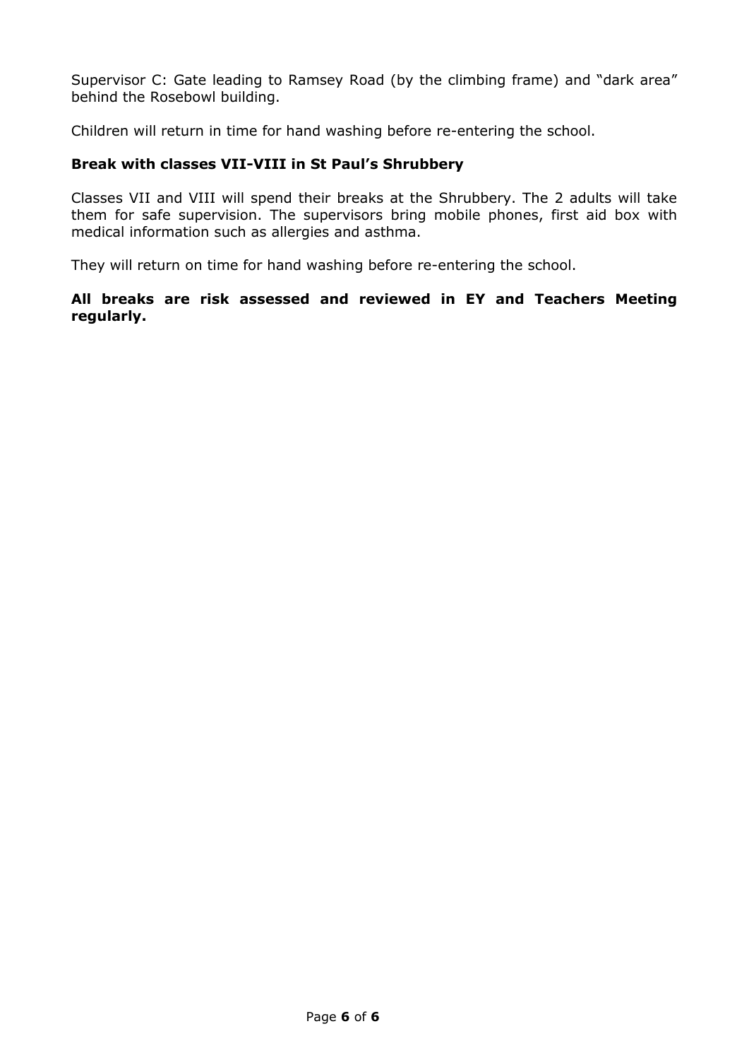Supervisor C: Gate leading to Ramsey Road (by the climbing frame) and "dark area" behind the Rosebowl building.

Children will return in time for hand washing before re-entering the school.

**Break with classes VII-VIII in St Paul's Shrubbery**

Classes VII and VIII will spend their breaks at the Shrubbery. The 2 adults will take them for safe supervision. The supervisors bring mobile phones, first aid box with medical information such as allergies and asthma.

They will return on time for hand washing before re-entering the school.

**All breaks are risk assessed and reviewed in EY and Teachers Meeting regularly.**